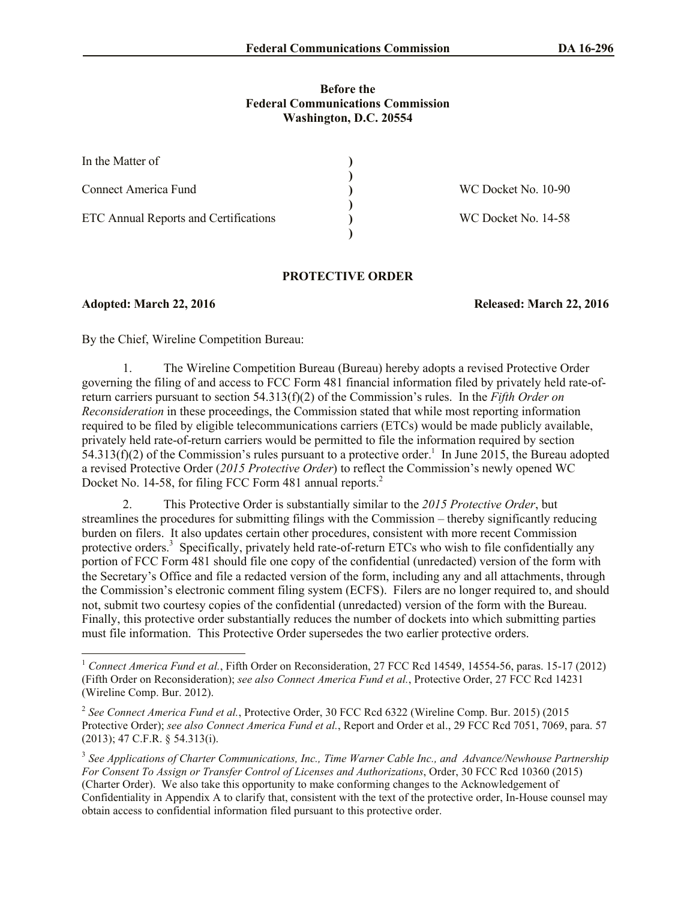Before the
Federal Communications Commission
Washington, D.C. 20554

| | | |
|---|---|---|
| In the Matter of | ) | |
| | ) | |
| Connect America Fund | ) | WC Docket No. 10-90 |
| | ) | |
| ETC Annual Reports and Certifications | ) | WC Docket No. 14-58 |
| | ) | |

**PROTECTIVE ORDER**

**Adopted: March 22, 2016** **Released: March 22, 2016**

By the Chief, Wireline Competition Bureau:

1. The Wireline Competition Bureau (Bureau) hereby adopts a revised Protective Order governing the filing of and access to FCC Form 481 financial information filed by privately held rate-of-return carriers pursuant to section 54.313(f)(2) of the Commission's rules. In the *Fifth Order on Reconsideration* in these proceedings, the Commission stated that while most reporting information required to be filed by eligible telecommunications carriers (ETCs) would be made publicly available, privately held rate-of-return carriers would be permitted to file the information required by section 54.313(f)(2) of the Commission's rules pursuant to a protective order.[1] In June 2015, the Bureau adopted a revised Protective Order (*2015 Protective Order*) to reflect the Commission's newly opened WC Docket No. 14-58, for filing FCC Form 481 annual reports.[2]

2. This Protective Order is substantially similar to the *2015 Protective Order*, but streamlines the procedures for submitting filings with the Commission – thereby significantly reducing burden on filers. It also updates certain other procedures, consistent with more recent Commission protective orders.[3] Specifically, privately held rate-of-return ETCs who wish to file confidentially any portion of FCC Form 481 should file one copy of the confidential (unredacted) version of the form with the Secretary's Office and file a redacted version of the form, including any and all attachments, through the Commission's electronic comment filing system (ECFS). Filers are no longer required to, and should not, submit two courtesy copies of the confidential (unredacted) version of the form with the Bureau. Finally, this protective order substantially reduces the number of dockets into which submitting parties must file information. This Protective Order supersedes the two earlier protective orders.

[1] *Connect America Fund et al.*, Fifth Order on Reconsideration, 27 FCC Rcd 14549, 14554-56, paras. 15-17 (2012) (Fifth Order on Reconsideration); *see also Connect America Fund et al.*, Protective Order, 27 FCC Rcd 14231 (Wireline Comp. Bur. 2012).

[2] *See Connect America Fund et al.*, Protective Order, 30 FCC Rcd 6322 (Wireline Comp. Bur. 2015) (2015 Protective Order); *see also Connect America Fund et al.*, Report and Order et al., 29 FCC Rcd 7051, 7069, para. 57 (2013); 47 C.F.R. § 54.313(i).

[3] *See Applications of Charter Communications, Inc., Time Warner Cable Inc., and Advance/Newhouse Partnership For Consent To Assign or Transfer Control of Licenses and Authorizations*, Order, 30 FCC Rcd 10360 (2015) (Charter Order). We also take this opportunity to make conforming changes to the Acknowledgement of Confidentiality in Appendix A to clarify that, consistent with the text of the protective order, In-House counsel may obtain access to confidential information filed pursuant to this protective order.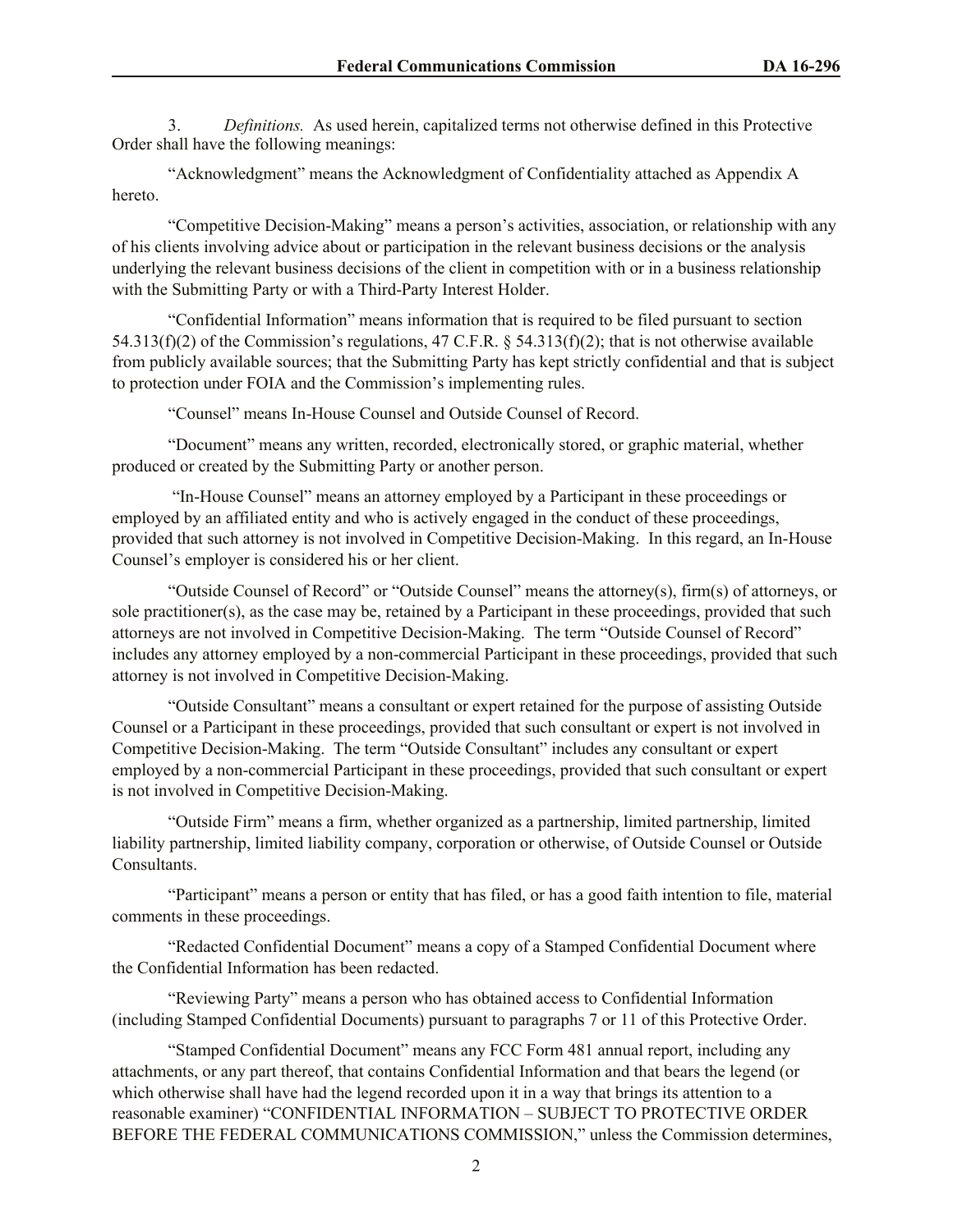3. *Definitions.* As used herein, capitalized terms not otherwise defined in this Protective Order shall have the following meanings:

"Acknowledgment" means the Acknowledgment of Confidentiality attached as Appendix A hereto.

"Competitive Decision-Making" means a person's activities, association, or relationship with any of his clients involving advice about or participation in the relevant business decisions or the analysis underlying the relevant business decisions of the client in competition with or in a business relationship with the Submitting Party or with a Third-Party Interest Holder.

"Confidential Information" means information that is required to be filed pursuant to section 54.313(f)(2) of the Commission's regulations, 47 C.F.R. § 54.313(f)(2); that is not otherwise available from publicly available sources; that the Submitting Party has kept strictly confidential and that is subject to protection under FOIA and the Commission's implementing rules.

"Counsel" means In-House Counsel and Outside Counsel of Record.

"Document" means any written, recorded, electronically stored, or graphic material, whether produced or created by the Submitting Party or another person.

"In-House Counsel" means an attorney employed by a Participant in these proceedings or employed by an affiliated entity and who is actively engaged in the conduct of these proceedings, provided that such attorney is not involved in Competitive Decision-Making. In this regard, an In-House Counsel's employer is considered his or her client.

"Outside Counsel of Record" or "Outside Counsel" means the attorney(s), firm(s) of attorneys, or sole practitioner(s), as the case may be, retained by a Participant in these proceedings, provided that such attorneys are not involved in Competitive Decision-Making. The term "Outside Counsel of Record" includes any attorney employed by a non-commercial Participant in these proceedings, provided that such attorney is not involved in Competitive Decision-Making.

"Outside Consultant" means a consultant or expert retained for the purpose of assisting Outside Counsel or a Participant in these proceedings, provided that such consultant or expert is not involved in Competitive Decision-Making. The term "Outside Consultant" includes any consultant or expert employed by a non-commercial Participant in these proceedings, provided that such consultant or expert is not involved in Competitive Decision-Making.

"Outside Firm" means a firm, whether organized as a partnership, limited partnership, limited liability partnership, limited liability company, corporation or otherwise, of Outside Counsel or Outside Consultants.

"Participant" means a person or entity that has filed, or has a good faith intention to file, material comments in these proceedings.

"Redacted Confidential Document" means a copy of a Stamped Confidential Document where the Confidential Information has been redacted.

"Reviewing Party" means a person who has obtained access to Confidential Information (including Stamped Confidential Documents) pursuant to paragraphs 7 or 11 of this Protective Order.

"Stamped Confidential Document" means any FCC Form 481 annual report, including any attachments, or any part thereof, that contains Confidential Information and that bears the legend (or which otherwise shall have had the legend recorded upon it in a way that brings its attention to a reasonable examiner) "CONFIDENTIAL INFORMATION – SUBJECT TO PROTECTIVE ORDER BEFORE THE FEDERAL COMMUNICATIONS COMMISSION," unless the Commission determines,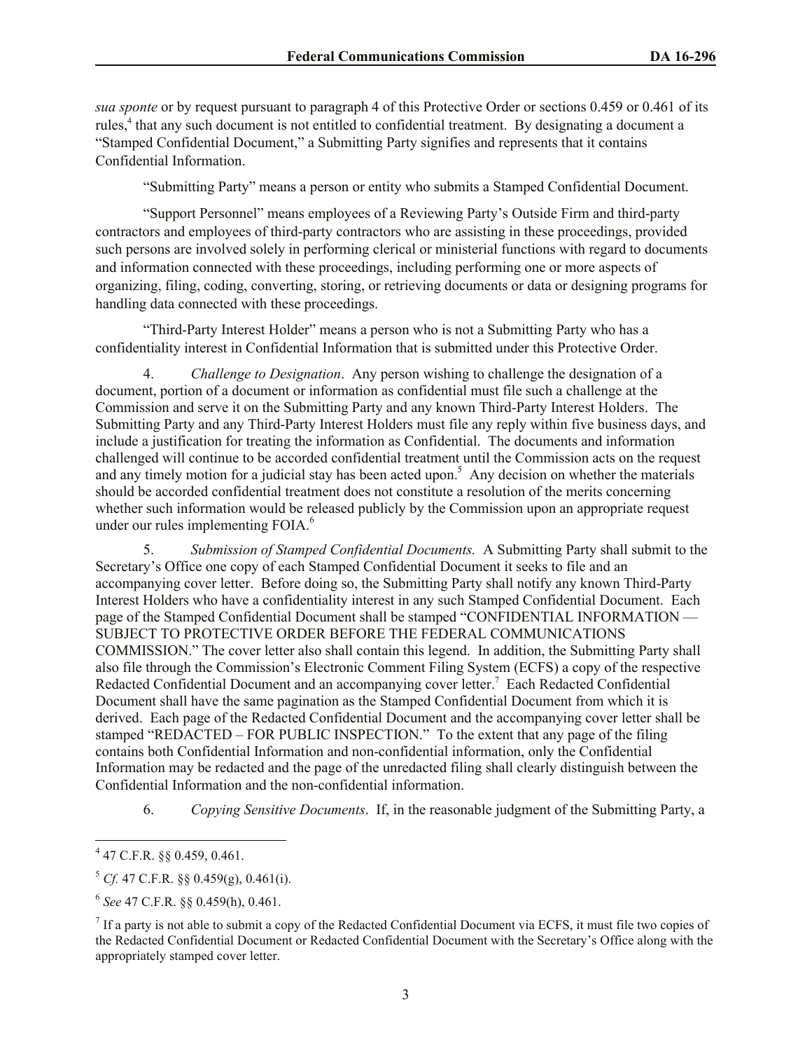*sua sponte* or by request pursuant to paragraph 4 of this Protective Order or sections 0.459 or 0.461 of its rules,[4] that any such document is not entitled to confidential treatment. By designating a document a "Stamped Confidential Document," a Submitting Party signifies and represents that it contains Confidential Information.

"Submitting Party" means a person or entity who submits a Stamped Confidential Document.

"Support Personnel" means employees of a Reviewing Party's Outside Firm and third-party contractors and employees of third-party contractors who are assisting in these proceedings, provided such persons are involved solely in performing clerical or ministerial functions with regard to documents and information connected with these proceedings, including performing one or more aspects of organizing, filing, coding, converting, storing, or retrieving documents or data or designing programs for handling data connected with these proceedings.

"Third-Party Interest Holder" means a person who is not a Submitting Party who has a confidentiality interest in Confidential Information that is submitted under this Protective Order.

4. *Challenge to Designation*. Any person wishing to challenge the designation of a document, portion of a document or information as confidential must file such a challenge at the Commission and serve it on the Submitting Party and any known Third-Party Interest Holders. The Submitting Party and any Third-Party Interest Holders must file any reply within five business days, and include a justification for treating the information as Confidential. The documents and information challenged will continue to be accorded confidential treatment until the Commission acts on the request and any timely motion for a judicial stay has been acted upon.[5] Any decision on whether the materials should be accorded confidential treatment does not constitute a resolution of the merits concerning whether such information would be released publicly by the Commission upon an appropriate request under our rules implementing FOIA.[6]

5. *Submission of Stamped Confidential Documents.* A Submitting Party shall submit to the Secretary's Office one copy of each Stamped Confidential Document it seeks to file and an accompanying cover letter. Before doing so, the Submitting Party shall notify any known Third-Party Interest Holders who have a confidentiality interest in any such Stamped Confidential Document. Each page of the Stamped Confidential Document shall be stamped "CONFIDENTIAL INFORMATION — SUBJECT TO PROTECTIVE ORDER BEFORE THE FEDERAL COMMUNICATIONS COMMISSION." The cover letter also shall contain this legend. In addition, the Submitting Party shall also file through the Commission's Electronic Comment Filing System (ECFS) a copy of the respective Redacted Confidential Document and an accompanying cover letter.[7] Each Redacted Confidential Document shall have the same pagination as the Stamped Confidential Document from which it is derived. Each page of the Redacted Confidential Document and the accompanying cover letter shall be stamped "REDACTED – FOR PUBLIC INSPECTION." To the extent that any page of the filing contains both Confidential Information and non-confidential information, only the Confidential Information may be redacted and the page of the unredacted filing shall clearly distinguish between the Confidential Information and the non-confidential information.

6. *Copying Sensitive Documents*. If, in the reasonable judgment of the Submitting Party, a

---

[4] 47 C.F.R. §§ 0.459, 0.461.

[5] *Cf.* 47 C.F.R. §§ 0.459(g), 0.461(i).

[6] *See* 47 C.F.R. §§ 0.459(h), 0.461.

[7] If a party is not able to submit a copy of the Redacted Confidential Document via ECFS, it must file two copies of the Redacted Confidential Document or Redacted Confidential Document with the Secretary's Office along with the appropriately stamped cover letter.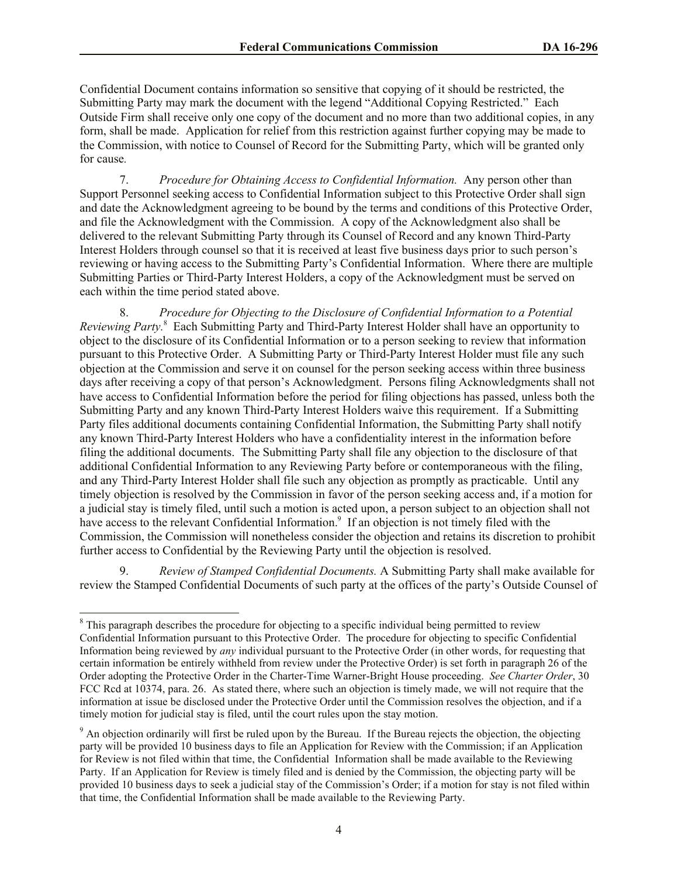Confidential Document contains information so sensitive that copying of it should be restricted, the Submitting Party may mark the document with the legend "Additional Copying Restricted." Each Outside Firm shall receive only one copy of the document and no more than two additional copies, in any form, shall be made. Application for relief from this restriction against further copying may be made to the Commission, with notice to Counsel of Record for the Submitting Party, which will be granted only for cause.

7. *Procedure for Obtaining Access to Confidential Information.* Any person other than Support Personnel seeking access to Confidential Information subject to this Protective Order shall sign and date the Acknowledgment agreeing to be bound by the terms and conditions of this Protective Order, and file the Acknowledgment with the Commission. A copy of the Acknowledgment also shall be delivered to the relevant Submitting Party through its Counsel of Record and any known Third-Party Interest Holders through counsel so that it is received at least five business days prior to such person's reviewing or having access to the Submitting Party's Confidential Information. Where there are multiple Submitting Parties or Third-Party Interest Holders, a copy of the Acknowledgment must be served on each within the time period stated above.

8. *Procedure for Objecting to the Disclosure of Confidential Information to a Potential Reviewing Party.*[8] Each Submitting Party and Third-Party Interest Holder shall have an opportunity to object to the disclosure of its Confidential Information or to a person seeking to review that information pursuant to this Protective Order. A Submitting Party or Third-Party Interest Holder must file any such objection at the Commission and serve it on counsel for the person seeking access within three business days after receiving a copy of that person's Acknowledgment. Persons filing Acknowledgments shall not have access to Confidential Information before the period for filing objections has passed, unless both the Submitting Party and any known Third-Party Interest Holders waive this requirement. If a Submitting Party files additional documents containing Confidential Information, the Submitting Party shall notify any known Third-Party Interest Holders who have a confidentiality interest in the information before filing the additional documents. The Submitting Party shall file any objection to the disclosure of that additional Confidential Information to any Reviewing Party before or contemporaneous with the filing, and any Third-Party Interest Holder shall file such any objection as promptly as practicable. Until any timely objection is resolved by the Commission in favor of the person seeking access and, if a motion for a judicial stay is timely filed, until such a motion is acted upon, a person subject to an objection shall not have access to the relevant Confidential Information.[9] If an objection is not timely filed with the Commission, the Commission will nonetheless consider the objection and retains its discretion to prohibit further access to Confidential by the Reviewing Party until the objection is resolved.

9. *Review of Stamped Confidential Documents.* A Submitting Party shall make available for review the Stamped Confidential Documents of such party at the offices of the party's Outside Counsel of

---

[8] This paragraph describes the procedure for objecting to a specific individual being permitted to review Confidential Information pursuant to this Protective Order. The procedure for objecting to specific Confidential Information being reviewed by *any* individual pursuant to the Protective Order (in other words, for requesting that certain information be entirely withheld from review under the Protective Order) is set forth in paragraph 26 of the Order adopting the Protective Order in the Charter-Time Warner-Bright House proceeding. *See Charter Order*, 30 FCC Rcd at 10374, para. 26. As stated there, where such an objection is timely made, we will not require that the information at issue be disclosed under the Protective Order until the Commission resolves the objection, and if a timely motion for judicial stay is filed, until the court rules upon the stay motion.

[9] An objection ordinarily will first be ruled upon by the Bureau. If the Bureau rejects the objection, the objecting party will be provided 10 business days to file an Application for Review with the Commission; if an Application for Review is not filed within that time, the Confidential Information shall be made available to the Reviewing Party. If an Application for Review is timely filed and is denied by the Commission, the objecting party will be provided 10 business days to seek a judicial stay of the Commission's Order; if a motion for stay is not filed within that time, the Confidential Information shall be made available to the Reviewing Party.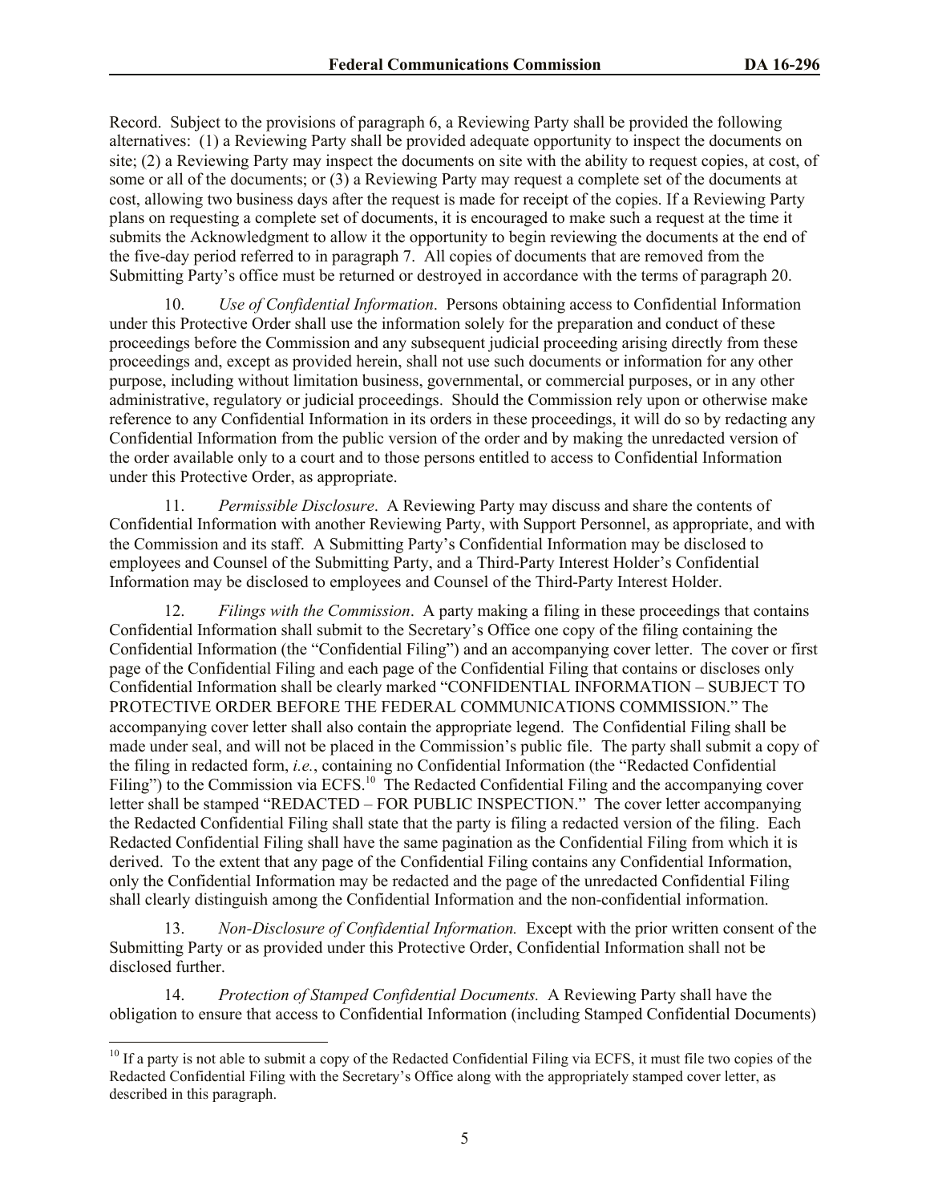Record. Subject to the provisions of paragraph 6, a Reviewing Party shall be provided the following alternatives: (1) a Reviewing Party shall be provided adequate opportunity to inspect the documents on site; (2) a Reviewing Party may inspect the documents on site with the ability to request copies, at cost, of some or all of the documents; or (3) a Reviewing Party may request a complete set of the documents at cost, allowing two business days after the request is made for receipt of the copies. If a Reviewing Party plans on requesting a complete set of documents, it is encouraged to make such a request at the time it submits the Acknowledgment to allow it the opportunity to begin reviewing the documents at the end of the five-day period referred to in paragraph 7. All copies of documents that are removed from the Submitting Party's office must be returned or destroyed in accordance with the terms of paragraph 20.

10. *Use of Confidential Information*. Persons obtaining access to Confidential Information under this Protective Order shall use the information solely for the preparation and conduct of these proceedings before the Commission and any subsequent judicial proceeding arising directly from these proceedings and, except as provided herein, shall not use such documents or information for any other purpose, including without limitation business, governmental, or commercial purposes, or in any other administrative, regulatory or judicial proceedings. Should the Commission rely upon or otherwise make reference to any Confidential Information in its orders in these proceedings, it will do so by redacting any Confidential Information from the public version of the order and by making the unredacted version of the order available only to a court and to those persons entitled to access to Confidential Information under this Protective Order, as appropriate.

11. *Permissible Disclosure*. A Reviewing Party may discuss and share the contents of Confidential Information with another Reviewing Party, with Support Personnel, as appropriate, and with the Commission and its staff. A Submitting Party's Confidential Information may be disclosed to employees and Counsel of the Submitting Party, and a Third-Party Interest Holder's Confidential Information may be disclosed to employees and Counsel of the Third-Party Interest Holder.

12. *Filings with the Commission*. A party making a filing in these proceedings that contains Confidential Information shall submit to the Secretary's Office one copy of the filing containing the Confidential Information (the "Confidential Filing") and an accompanying cover letter. The cover or first page of the Confidential Filing and each page of the Confidential Filing that contains or discloses only Confidential Information shall be clearly marked "CONFIDENTIAL INFORMATION – SUBJECT TO PROTECTIVE ORDER BEFORE THE FEDERAL COMMUNICATIONS COMMISSION." The accompanying cover letter shall also contain the appropriate legend. The Confidential Filing shall be made under seal, and will not be placed in the Commission's public file. The party shall submit a copy of the filing in redacted form, *i.e.*, containing no Confidential Information (the "Redacted Confidential Filing") to the Commission via ECFS.[10] The Redacted Confidential Filing and the accompanying cover letter shall be stamped "REDACTED – FOR PUBLIC INSPECTION." The cover letter accompanying the Redacted Confidential Filing shall state that the party is filing a redacted version of the filing. Each Redacted Confidential Filing shall have the same pagination as the Confidential Filing from which it is derived. To the extent that any page of the Confidential Filing contains any Confidential Information, only the Confidential Information may be redacted and the page of the unredacted Confidential Filing shall clearly distinguish among the Confidential Information and the non-confidential information.

13. *Non-Disclosure of Confidential Information.* Except with the prior written consent of the Submitting Party or as provided under this Protective Order, Confidential Information shall not be disclosed further.

14. *Protection of Stamped Confidential Documents.* A Reviewing Party shall have the obligation to ensure that access to Confidential Information (including Stamped Confidential Documents)

[10] If a party is not able to submit a copy of the Redacted Confidential Filing via ECFS, it must file two copies of the Redacted Confidential Filing with the Secretary's Office along with the appropriately stamped cover letter, as described in this paragraph.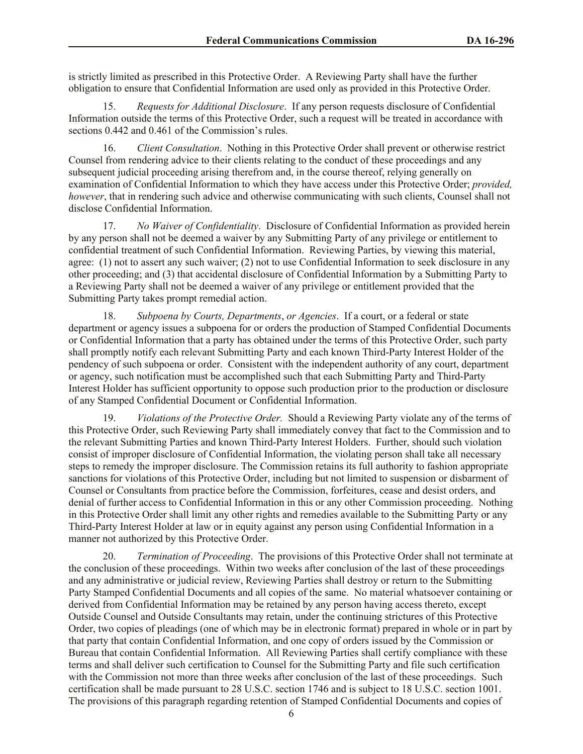is strictly limited as prescribed in this Protective Order. A Reviewing Party shall have the further obligation to ensure that Confidential Information are used only as provided in this Protective Order.

15. *Requests for Additional Disclosure*. If any person requests disclosure of Confidential Information outside the terms of this Protective Order, such a request will be treated in accordance with sections 0.442 and 0.461 of the Commission's rules.

16. *Client Consultation*. Nothing in this Protective Order shall prevent or otherwise restrict Counsel from rendering advice to their clients relating to the conduct of these proceedings and any subsequent judicial proceeding arising therefrom and, in the course thereof, relying generally on examination of Confidential Information to which they have access under this Protective Order; *provided, however*, that in rendering such advice and otherwise communicating with such clients, Counsel shall not disclose Confidential Information.

17. *No Waiver of Confidentiality*. Disclosure of Confidential Information as provided herein by any person shall not be deemed a waiver by any Submitting Party of any privilege or entitlement to confidential treatment of such Confidential Information. Reviewing Parties, by viewing this material, agree: (1) not to assert any such waiver; (2) not to use Confidential Information to seek disclosure in any other proceeding; and (3) that accidental disclosure of Confidential Information by a Submitting Party to a Reviewing Party shall not be deemed a waiver of any privilege or entitlement provided that the Submitting Party takes prompt remedial action.

18. *Subpoena by Courts, Departments*, *or Agencies*. If a court, or a federal or state department or agency issues a subpoena for or orders the production of Stamped Confidential Documents or Confidential Information that a party has obtained under the terms of this Protective Order, such party shall promptly notify each relevant Submitting Party and each known Third-Party Interest Holder of the pendency of such subpoena or order. Consistent with the independent authority of any court, department or agency, such notification must be accomplished such that each Submitting Party and Third-Party Interest Holder has sufficient opportunity to oppose such production prior to the production or disclosure of any Stamped Confidential Document or Confidential Information.

19. *Violations of the Protective Order.* Should a Reviewing Party violate any of the terms of this Protective Order, such Reviewing Party shall immediately convey that fact to the Commission and to the relevant Submitting Parties and known Third-Party Interest Holders. Further, should such violation consist of improper disclosure of Confidential Information, the violating person shall take all necessary steps to remedy the improper disclosure. The Commission retains its full authority to fashion appropriate sanctions for violations of this Protective Order, including but not limited to suspension or disbarment of Counsel or Consultants from practice before the Commission, forfeitures, cease and desist orders, and denial of further access to Confidential Information in this or any other Commission proceeding. Nothing in this Protective Order shall limit any other rights and remedies available to the Submitting Party or any Third-Party Interest Holder at law or in equity against any person using Confidential Information in a manner not authorized by this Protective Order.

20. *Termination of Proceeding*. The provisions of this Protective Order shall not terminate at the conclusion of these proceedings. Within two weeks after conclusion of the last of these proceedings and any administrative or judicial review, Reviewing Parties shall destroy or return to the Submitting Party Stamped Confidential Documents and all copies of the same. No material whatsoever containing or derived from Confidential Information may be retained by any person having access thereto, except Outside Counsel and Outside Consultants may retain, under the continuing strictures of this Protective Order, two copies of pleadings (one of which may be in electronic format) prepared in whole or in part by that party that contain Confidential Information, and one copy of orders issued by the Commission or Bureau that contain Confidential Information. All Reviewing Parties shall certify compliance with these terms and shall deliver such certification to Counsel for the Submitting Party and file such certification with the Commission not more than three weeks after conclusion of the last of these proceedings. Such certification shall be made pursuant to 28 U.S.C. section 1746 and is subject to 18 U.S.C. section 1001. The provisions of this paragraph regarding retention of Stamped Confidential Documents and copies of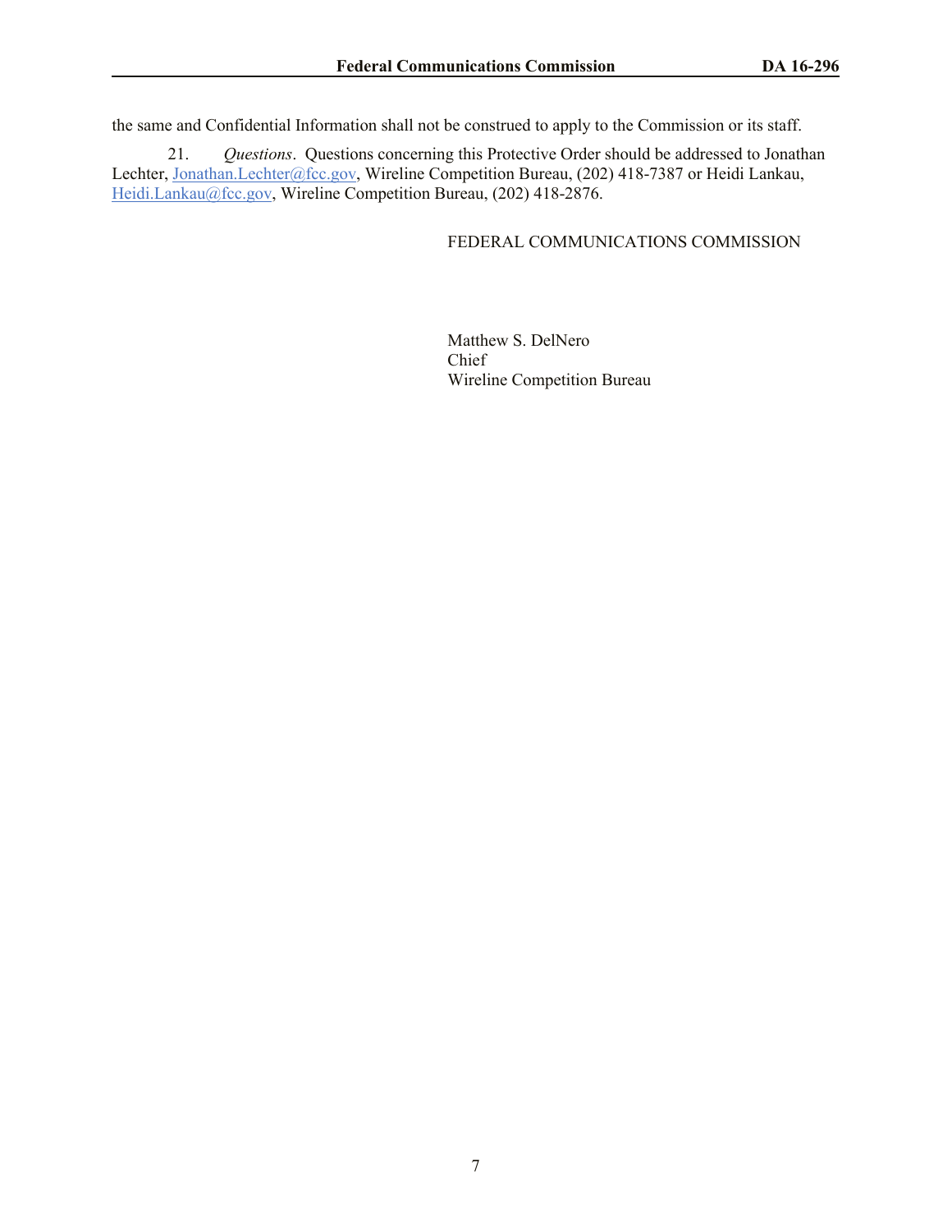the same and Confidential Information shall not be construed to apply to the Commission or its staff.

21. *Questions*. Questions concerning this Protective Order should be addressed to Jonathan Lechter, Jonathan.Lechter@fcc.gov, Wireline Competition Bureau, (202) 418-7387 or Heidi Lankau, Heidi.Lankau@fcc.gov, Wireline Competition Bureau, (202) 418-2876.

FEDERAL COMMUNICATIONS COMMISSION

Matthew S. DelNero
Chief
Wireline Competition Bureau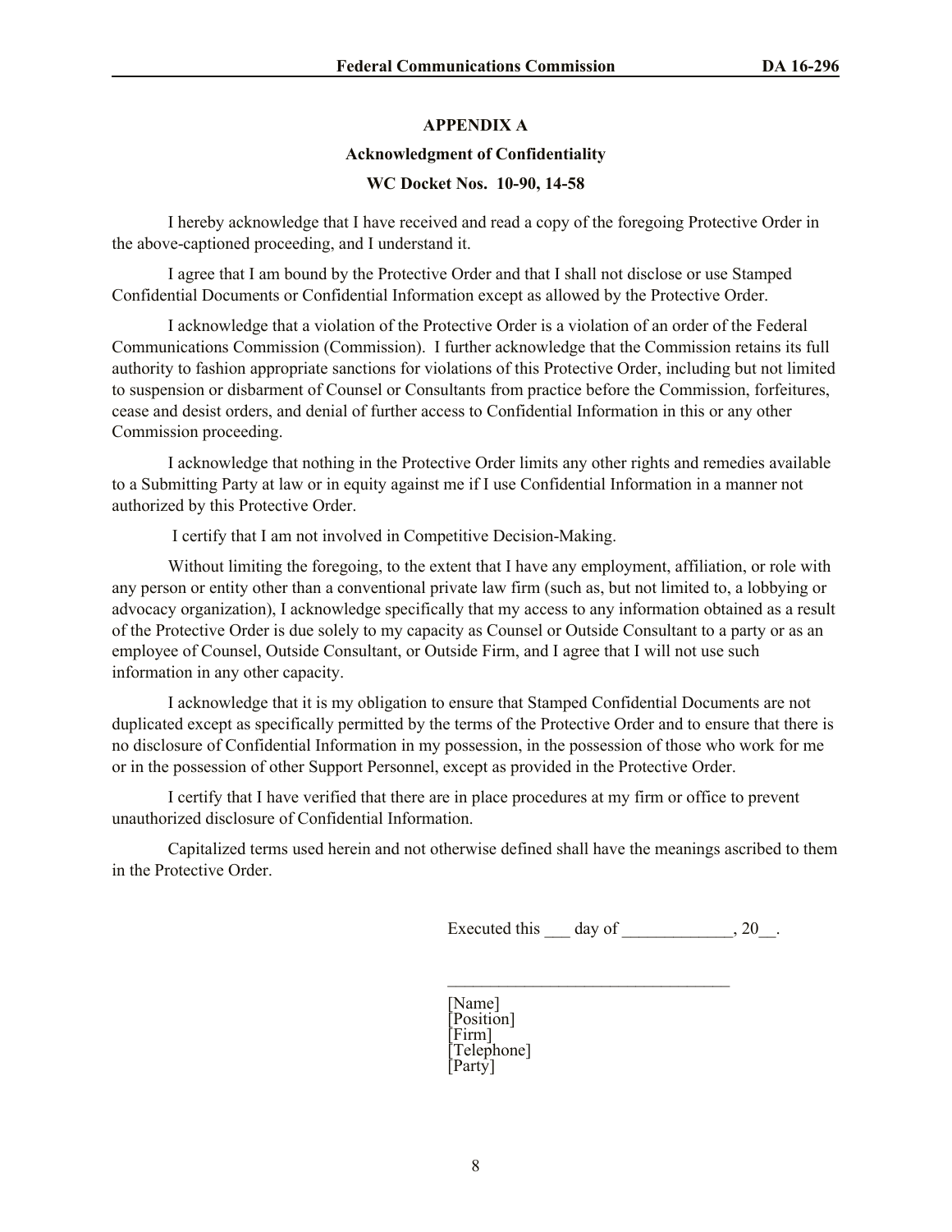## APPENDIX A

### Acknowledgment of Confidentiality

### WC Docket Nos. 10-90, 14-58

I hereby acknowledge that I have received and read a copy of the foregoing Protective Order in the above-captioned proceeding, and I understand it.

I agree that I am bound by the Protective Order and that I shall not disclose or use Stamped Confidential Documents or Confidential Information except as allowed by the Protective Order.

I acknowledge that a violation of the Protective Order is a violation of an order of the Federal Communications Commission (Commission). I further acknowledge that the Commission retains its full authority to fashion appropriate sanctions for violations of this Protective Order, including but not limited to suspension or disbarment of Counsel or Consultants from practice before the Commission, forfeitures, cease and desist orders, and denial of further access to Confidential Information in this or any other Commission proceeding.

I acknowledge that nothing in the Protective Order limits any other rights and remedies available to a Submitting Party at law or in equity against me if I use Confidential Information in a manner not authorized by this Protective Order.

I certify that I am not involved in Competitive Decision-Making.

Without limiting the foregoing, to the extent that I have any employment, affiliation, or role with any person or entity other than a conventional private law firm (such as, but not limited to, a lobbying or advocacy organization), I acknowledge specifically that my access to any information obtained as a result of the Protective Order is due solely to my capacity as Counsel or Outside Consultant to a party or as an employee of Counsel, Outside Consultant, or Outside Firm, and I agree that I will not use such information in any other capacity.

I acknowledge that it is my obligation to ensure that Stamped Confidential Documents are not duplicated except as specifically permitted by the terms of the Protective Order and to ensure that there is no disclosure of Confidential Information in my possession, in the possession of those who work for me or in the possession of other Support Personnel, except as provided in the Protective Order.

I certify that I have verified that there are in place procedures at my firm or office to prevent unauthorized disclosure of Confidential Information.

Capitalized terms used herein and not otherwise defined shall have the meanings ascribed to them in the Protective Order.

Executed this ___ day of ____________, 20__.

_________________________________

[Name]
[Position]
[Firm]
[Telephone]
[Party]